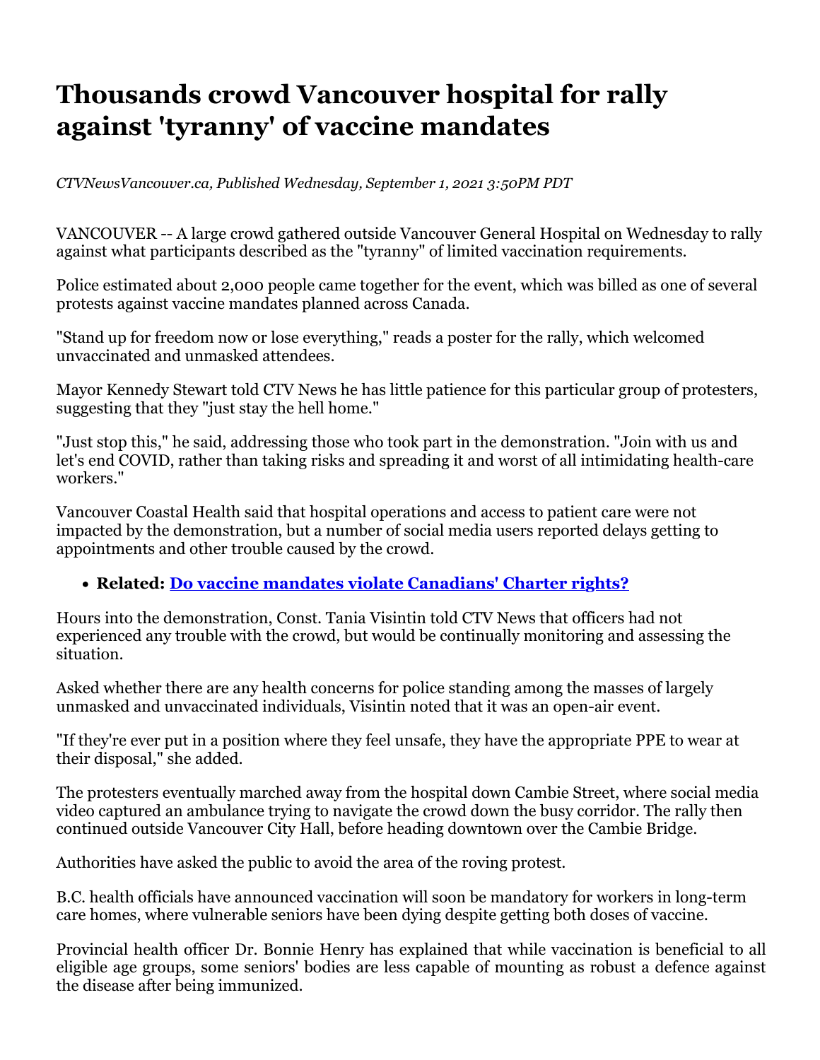# Thousands crowd Vancouver hospital for rally against 'tyranny' of vaccine mandates

*CTVNewsVancouver.ca, Published Wednesday, September 1, 2021 3:50PM PDT*

VANCOUVER -- A large crowd gathered outside Vancouver General Hospital on Wednesday to rally against what participants described as the "tyranny" of limited vaccination requirements.

Police estimated about 2,000 people came together for the event, which was billed as one of several protests against vaccine mandates planned across Canada.

"Stand up for freedom now or lose everything," reads a poster for the rally, which welcomed unvaccinated and unmasked attendees.

Mayor Kennedy Stewart told CTV News he has little patience for this particular group of protesters, suggesting that they "just stay the hell home."

"Just stop this," he said, addressing those who took part in the demonstration. "Join with us and let's end COVID, rather than taking risks and spreading it and worst of all intimidating health-care workers."

Vancouver Coastal Health said that hospital operations and access to patient care were not impacted by the demonstration, but a number of social media users reported delays getting to appointments and other trouble caused by the crowd.

- **Related: Do vaccine mandates violate Canadians' Charter rights?**

Hours into the demonstration, Const. Tania Visintin told CTV News that officers had not experienced any trouble with the crowd, but would be continually monitoring and assessing the situation.

Asked whether there are any health concerns for police standing among the masses of largely unmasked and unvaccinated individuals, Visintin noted that it was an open-air event.

"If they're ever put in a position where they feel unsafe, they have the appropriate PPE to wear at their disposal," she added.

The protesters eventually marched away from the hospital down Cambie Street, where social media video captured an ambulance trying to navigate the crowd down the busy corridor. The rally then continued outside Vancouver City Hall, before heading downtown over the Cambie Bridge.

Authorities have asked the public to avoid the area of the roving protest.

B.C. health officials have announced vaccination will soon be mandatory for workers in long-term care homes, where vulnerable seniors have been dying despite getting both doses of vaccine.

Provincial health officer Dr. Bonnie Henry has explained that while vaccination is beneficial to all eligible age groups, some seniors' bodies are less capable of mounting as robust a defence against the disease after being immunized.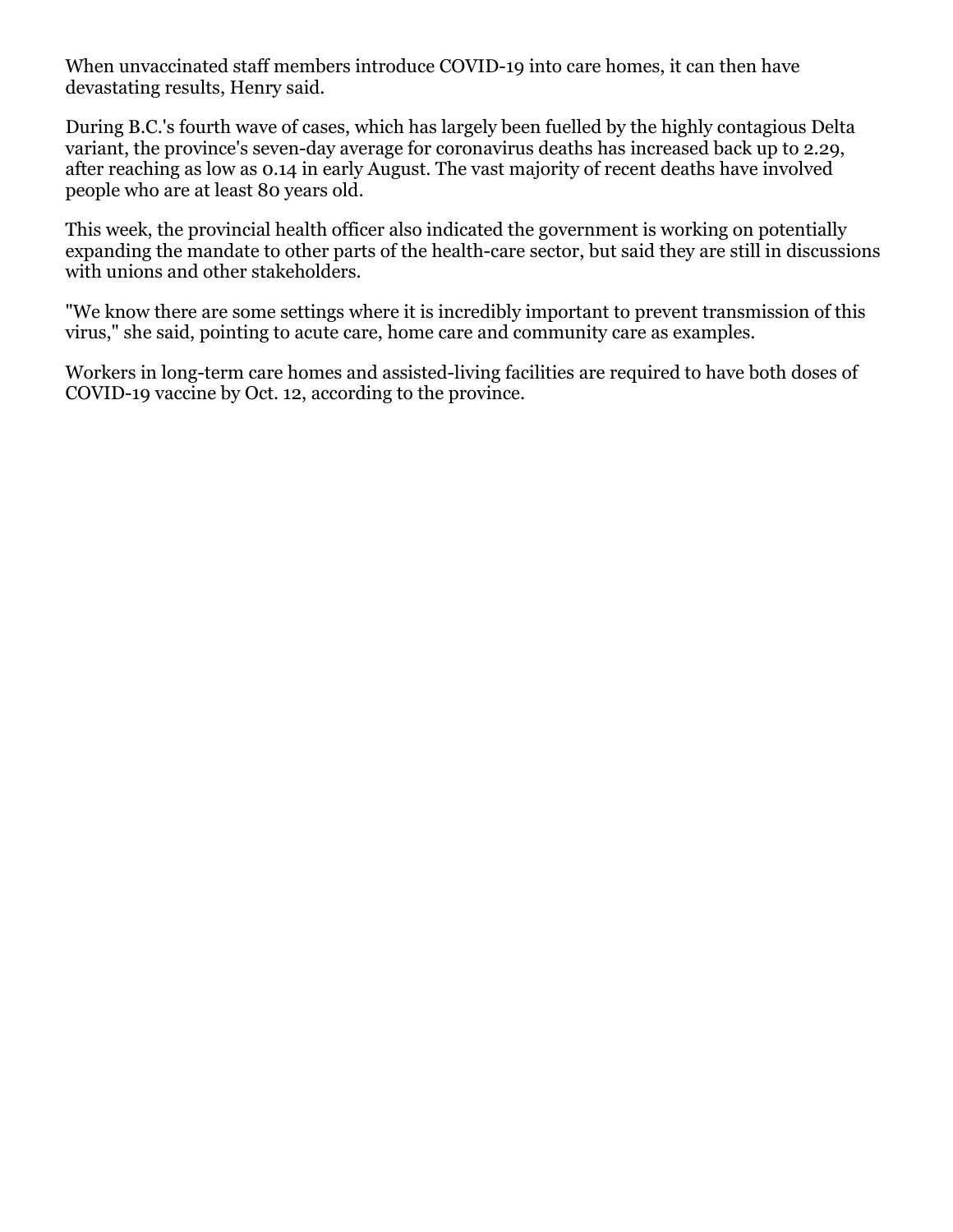When unvaccinated staff members introduce COVID-19 into care homes, it can then have devastating results, Henry said.

During B.C.'s fourth wave of cases, which has largely been fuelled by the highly contagious Delta variant, the province's seven-day average for coronavirus deaths has increased back up to 2.29, after reaching as low as 0.14 in early August. The vast majority of recent deaths have involved people who are at least 80 years old.

This week, the provincial health officer also indicated the government is working on potentially expanding the mandate to other parts of the health-care sector, but said they are still in discussions with unions and other stakeholders.

"We know there are some settings where it is incredibly important to prevent transmission of this virus," she said, pointing to acute care, home care and community care as examples.

Workers in long-term care homes and assisted-living facilities are required to have both doses of COVID-19 vaccine by Oct. 12, according to the province.